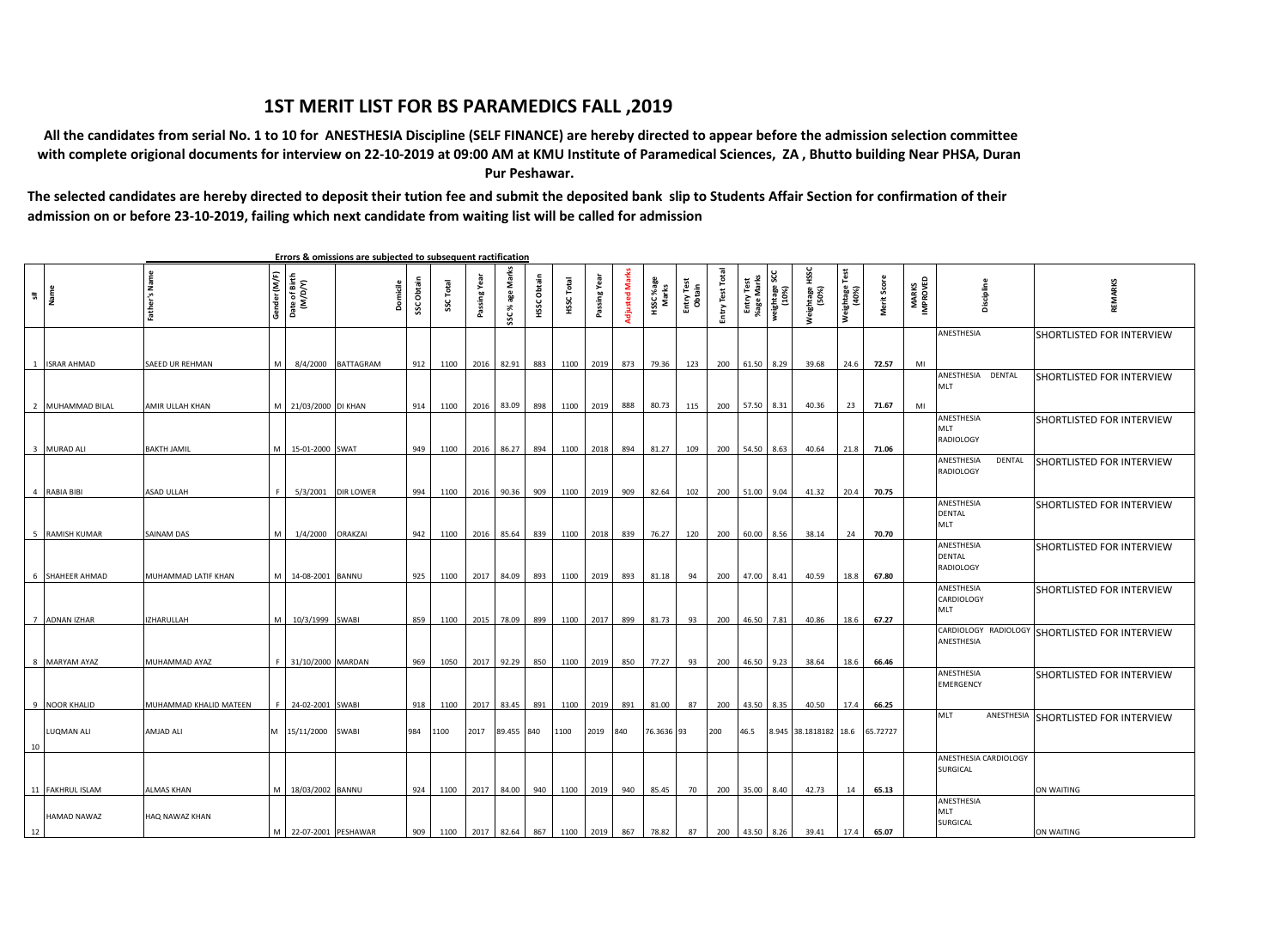# 1ST MERIT LIST FOR BS PARAMEDICS FALL ,2019

**All the candidates from serial No. 1 to 10 for ANESTHESIA Discipline (SELF FINANCE) are hereby directed to appear before the admission selection committee with complete origional documents for interview on 22-10-2019 at 09:00 AM at KMU Institute of Paramedical Sciences, ZA , Bhutto building Near PHSA, Duran Pur Peshawar.**

**The selected candidates are hereby directed to deposit their tution fee and submit the deposited bank slip to Students Affair Section for confirmation of their admission on or before 23-10-2019, failing which next candidate from waiting list will be called for admission**

**Errors & omissions are subjected to subsequent ractification**

| s# | Name | Father's Name | Gender (M/F) | Date of Birth (M/D/Y) | Domicile | SSC Obtain | SSC Total | Passing Year | SSC % age Marks | HSSC Obtain | HSSC Total | Passing Year | Adjusted Marks | HSSC %age Marks | Entry Test Obtain | Entry Test Total | Entry Test %age Marks | weightage SCC (10%) | Weightage HSSC (50%) | Weightage Test (40%) | Merit Score | MARKS IMPROVED | Discipline | REMARKS |
|---|---|---|---|---|---|---|---|---|---|---|---|---|---|---|---|---|---|---|---|---|---|---|---|---|
| 1 | ISRAR AHMAD | SAEED UR REHMAN | M | 8/4/2000 | BATTAGRAM | 912 | 1100 | 2016 | 82.91 | 883 | 1100 | 2019 | 873 | 79.36 | 123 | 200 | 61.50 | 8.29 | 39.68 | 24.6 | 72.57 | MI | ANESTHESIA | SHORTLISTED FOR INTERVIEW |
| 2 | MUHAMMAD BILAL | AMIR ULLAH KHAN | M | 21/03/2000 | DI KHAN | 914 | 1100 | 2016 | 83.09 | 898 | 1100 | 2019 | 888 | 80.73 | 115 | 200 | 57.50 | 8.31 | 40.36 | 23 | 71.67 | MI | ANESTHESIA DENTAL MLT | SHORTLISTED FOR INTERVIEW |
| 3 | MURAD ALI | BAKTH JAMIL | M | 15-01-2000 | SWAT | 949 | 1100 | 2016 | 86.27 | 894 | 1100 | 2018 | 894 | 81.27 | 109 | 200 | 54.50 | 8.63 | 40.64 | 21.8 | 71.06 | | ANESTHESIA MLT RADIOLOGY | SHORTLISTED FOR INTERVIEW |
| 4 | RABIA BIBI | ASAD ULLAH | F | 5/3/2001 | DIR LOWER | 994 | 1100 | 2016 | 90.36 | 909 | 1100 | 2019 | 909 | 82.64 | 102 | 200 | 51.00 | 9.04 | 41.32 | 20.4 | 70.75 | | ANESTHESIA DENTAL RADIOLOGY | SHORTLISTED FOR INTERVIEW |
| 5 | RAMISH KUMAR | SAINAM DAS | M | 1/4/2000 | ORAKZAI | 942 | 1100 | 2016 | 85.64 | 839 | 1100 | 2018 | 839 | 76.27 | 120 | 200 | 60.00 | 8.56 | 38.14 | 24 | 70.70 | | ANESTHESIA DENTAL MLT | SHORTLISTED FOR INTERVIEW |
| 6 | SHAHEER AHMAD | MUHAMMAD LATIF KHAN | M | 14-08-2001 | BANNU | 925 | 1100 | 2017 | 84.09 | 893 | 1100 | 2019 | 893 | 81.18 | 94 | 200 | 47.00 | 8.41 | 40.59 | 18.8 | 67.80 | | ANESTHESIA DENTAL RADIOLOGY | SHORTLISTED FOR INTERVIEW |
| 7 | ADNAN IZHAR | IZHARULLAH | M | 10/3/1999 | SWABI | 859 | 1100 | 2015 | 78.09 | 899 | 1100 | 2017 | 899 | 81.73 | 93 | 200 | 46.50 | 7.81 | 40.86 | 18.6 | 67.27 | | ANESTHESIA CARDIOLOGY MLT | SHORTLISTED FOR INTERVIEW |
| 8 | MARYAM AYAZ | MUHAMMAD AYAZ | F | 31/10/2000 | MARDAN | 969 | 1050 | 2017 | 92.29 | 850 | 1100 | 2019 | 850 | 77.27 | 93 | 200 | 46.50 | 9.23 | 38.64 | 18.6 | 66.46 | | CARDIOLOGY RADIOLOGY ANESTHESIA | SHORTLISTED FOR INTERVIEW |
| 9 | NOOR KHALID | MUHAMMAD KHALID MATEEN | F | 24-02-2001 | SWABI | 918 | 1100 | 2017 | 83.45 | 891 | 1100 | 2019 | 891 | 81.00 | 87 | 200 | 43.50 | 8.35 | 40.50 | 17.4 | 66.25 | | ANESTHESIA EMERGENCY | SHORTLISTED FOR INTERVIEW |
| 10 | LUQMAN ALI | AMJAD ALI | M | 15/11/2000 | SWABI | 984 | 1100 | 2017 | 89.455 | 840 | 1100 | 2019 | 840 | 76.3636 | 93 | 200 | 46.5 | 8.945 | 38.1818182 | 18.6 | 65.72727 | | MLT ANESTHESIA | SHORTLISTED FOR INTERVIEW |
| 11 | FAKHRUL ISLAM | ALMAS KHAN | M | 18/03/2002 | BANNU | 924 | 1100 | 2017 | 84.00 | 940 | 1100 | 2019 | 940 | 85.45 | 70 | 200 | 35.00 | 8.40 | 42.73 | 14 | 65.13 | | ANESTHESIA CARDIOLOGY SURGICAL | ON WAITING |
| 12 | HAMAD NAWAZ | HAQ NAWAZ KHAN | M | 22-07-2001 | PESHAWAR | 909 | 1100 | 2017 | 82.64 | 867 | 1100 | 2019 | 867 | 78.82 | 87 | 200 | 43.50 | 8.26 | 39.41 | 17.4 | 65.07 | | ANESTHESIA MLT SURGICAL | ON WAITING |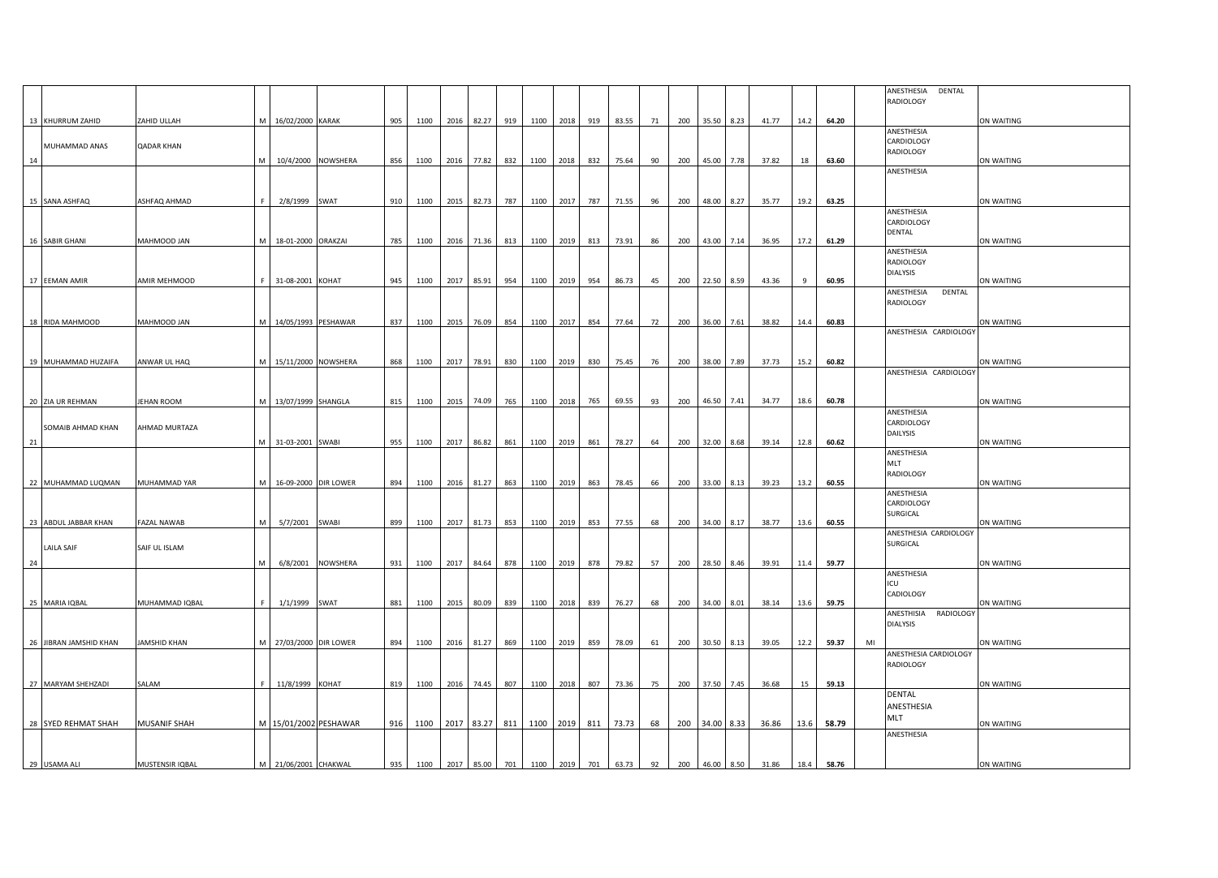| 13 | KHURRUM ZAHID | ZAHID ULLAH | M | 16/02/2000 | KARAK | 905 | 1100 | 2016 | 82.27 | 919 | 1100 | 2018 | 919 | 83.55 | 71 | 200 | 35.50 | 8.23 | 41.77 | 14.2 | 64.20 | | ANESTHESIA DENTAL RADIOLOGY | ON WAITING |
|---|---|---|---|---|---|---|---|---|---|---|---|---|---|---|---|---|---|---|---|---|---|---|---|---|
| 14 | MUHAMMAD ANAS | QADAR KHAN | M | 10/4/2000 | NOWSHERA | 856 | 1100 | 2016 | 77.82 | 832 | 1100 | 2018 | 832 | 75.64 | 90 | 200 | 45.00 | 7.78 | 37.82 | 18 | 63.60 | | ANESTHESIA CARDIOLOGY RADIOLOGY | ON WAITING |
| 15 | SANA ASHFAQ | ASHFAQ AHMAD | F | 2/8/1999 | SWAT | 910 | 1100 | 2015 | 82.73 | 787 | 1100 | 2017 | 787 | 71.55 | 96 | 200 | 48.00 | 8.27 | 35.77 | 19.2 | 63.25 | | ANESTHESIA | ON WAITING |
| 16 | SABIR GHANI | MAHMOOD JAN | M | 18-01-2000 | ORAKZAI | 785 | 1100 | 2016 | 71.36 | 813 | 1100 | 2019 | 813 | 73.91 | 86 | 200 | 43.00 | 7.14 | 36.95 | 17.2 | 61.29 | | ANESTHESIA CARDIOLOGY DENTAL | ON WAITING |
| 17 | EEMAN AMIR | AMIR MEHMOOD | F | 31-08-2001 | KOHAT | 945 | 1100 | 2017 | 85.91 | 954 | 1100 | 2019 | 954 | 86.73 | 45 | 200 | 22.50 | 8.59 | 43.36 | 9 | 60.95 | | ANESTHESIA RADIOLOGY DIALYSIS | ON WAITING |
| 18 | RIDA MAHMOOD | MAHMOOD JAN | M | 14/05/1993 | PESHAWAR | 837 | 1100 | 2015 | 76.09 | 854 | 1100 | 2017 | 854 | 77.64 | 72 | 200 | 36.00 | 7.61 | 38.82 | 14.4 | 60.83 | | ANESTHESIA DENTAL RADIOLOGY | ON WAITING |
| 19 | MUHAMMAD HUZAIFA | ANWAR UL HAQ | M | 15/11/2000 | NOWSHERA | 868 | 1100 | 2017 | 78.91 | 830 | 1100 | 2019 | 830 | 75.45 | 76 | 200 | 38.00 | 7.89 | 37.73 | 15.2 | 60.82 | | ANESTHESIA CARDIOLOGY | ON WAITING |
| 20 | ZIA UR REHMAN | JEHAN ROOM | M | 13/07/1999 | SHANGLA | 815 | 1100 | 2015 | 74.09 | 765 | 1100 | 2018 | 765 | 69.55 | 93 | 200 | 46.50 | 7.41 | 34.77 | 18.6 | 60.78 | | ANESTHESIA CARDIOLOGY | ON WAITING |
| 21 | SOMAIB AHMAD KHAN | AHMAD MURTAZA | M | 31-03-2001 | SWABI | 955 | 1100 | 2017 | 86.82 | 861 | 1100 | 2019 | 861 | 78.27 | 64 | 200 | 32.00 | 8.68 | 39.14 | 12.8 | 60.62 | | ANESTHESIA CARDIOLOGY DAILYSIS | ON WAITING |
| 22 | MUHAMMAD LUQMAN | MUHAMMAD YAR | M | 16-09-2000 | DIR LOWER | 894 | 1100 | 2016 | 81.27 | 863 | 1100 | 2019 | 863 | 78.45 | 66 | 200 | 33.00 | 8.13 | 39.23 | 13.2 | 60.55 | | ANESTHESIA MLT RADIOLOGY | ON WAITING |
| 23 | ABDUL JABBAR KHAN | FAZAL NAWAB | M | 5/7/2001 | SWABI | 899 | 1100 | 2017 | 81.73 | 853 | 1100 | 2019 | 853 | 77.55 | 68 | 200 | 34.00 | 8.17 | 38.77 | 13.6 | 60.55 | | ANESTHESIA CARDIOLOGY SURGICAL | ON WAITING |
| 24 | LAILA SAIF | SAIF UL ISLAM | M | 6/8/2001 | NOWSHERA | 931 | 1100 | 2017 | 84.64 | 878 | 1100 | 2019 | 878 | 79.82 | 57 | 200 | 28.50 | 8.46 | 39.91 | 11.4 | 59.77 | | ANESTHESIA CARDIOLOGY SURGICAL | ON WAITING |
| 25 | MARIA IQBAL | MUHAMMAD IQBAL | F | 1/1/1999 | SWAT | 881 | 1100 | 2015 | 80.09 | 839 | 1100 | 2018 | 839 | 76.27 | 68 | 200 | 34.00 | 8.01 | 38.14 | 13.6 | 59.75 | | ANESTHESIA ICU CADIOLOGY | ON WAITING |
| 26 | JIBRAN JAMSHID KHAN | JAMSHID KHAN | M | 27/03/2000 | DIR LOWER | 894 | 1100 | 2016 | 81.27 | 869 | 1100 | 2019 | 859 | 78.09 | 61 | 200 | 30.50 | 8.13 | 39.05 | 12.2 | 59.37 | MI | ANESTHISIA RADIOLOGY DIALYSIS | ON WAITING |
| 27 | MARYAM SHEHZADI | SALAM | F | 11/8/1999 | KOHAT | 819 | 1100 | 2016 | 74.45 | 807 | 1100 | 2018 | 807 | 73.36 | 75 | 200 | 37.50 | 7.45 | 36.68 | 15 | 59.13 | | ANESTHESIA CARDIOLOGY RADIOLOGY | ON WAITING |
| 28 | SYED REHMAT SHAH | MUSANIF SHAH | M | 15/01/2002 | PESHAWAR | 916 | 1100 | 2017 | 83.27 | 811 | 1100 | 2019 | 811 | 73.73 | 68 | 200 | 34.00 | 8.33 | 36.86 | 13.6 | 58.79 | | DENTAL ANESTHESIA MLT | ON WAITING |
| 29 | USAMA ALI | MUSTENSIR IQBAL | M | 21/06/2001 | CHAKWAL | 935 | 1100 | 2017 | 85.00 | 701 | 1100 | 2019 | 701 | 63.73 | 92 | 200 | 46.00 | 8.50 | 31.86 | 18.4 | 58.76 | | ANESTHESIA | ON WAITING |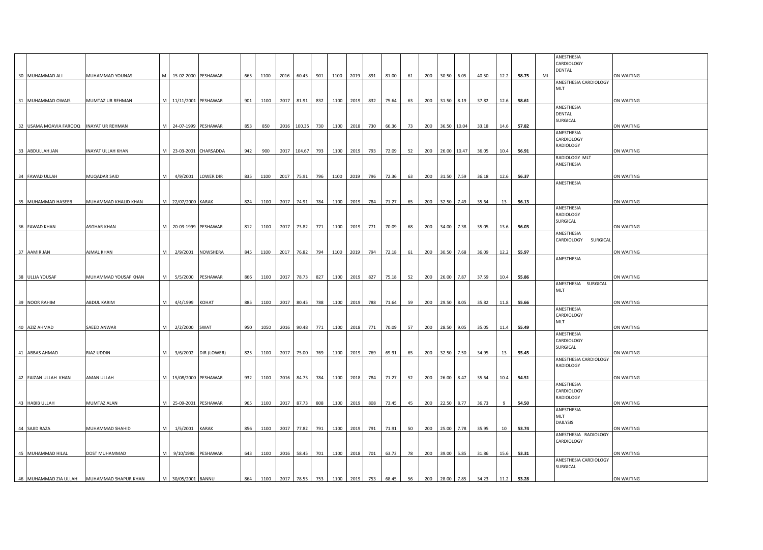| 30 | MUHAMMAD ALI | MUHAMMAD YOUNAS | M | 15-02-2000 | PESHAWAR | 665 | 1100 | 2016 | 60.45 | 901 | 1100 | 2019 | 891 | 81.00 | 61 | 200 | 30.50 | 6.05 | 40.50 | 12.2 | 58.75 | MI | ANESTHESIA CARDIOLOGY DENTAL | ON WAITING |
|---|---|---|---|---|---|---|---|---|---|---|---|---|---|---|---|---|---|---|---|---|---|---|---|---|
| 31 | MUHAMMAD OWAIS | MUMTAZ UR REHMAN | M | 11/11/2001 | PESHAWAR | 901 | 1100 | 2017 | 81.91 | 832 | 1100 | 2019 | 832 | 75.64 | 63 | 200 | 31.50 | 8.19 | 37.82 | 12.6 | 58.61 | | ANESTHESIA CARDIOLOGY MLT | ON WAITING |
| 32 | USAMA MOAVIA FAROOQ | INAYAT UR REHMAN | M | 24-07-1999 | PESHAWAR | 853 | 850 | 2016 | 100.35 | 730 | 1100 | 2018 | 730 | 66.36 | 73 | 200 | 36.50 | 10.04 | 33.18 | 14.6 | 57.82 | | ANESTHESIA DENTAL SURGICAL | ON WAITING |
| 33 | ABDULLAH JAN | INAYAT ULLAH KHAN | M | 23-03-2001 | CHARSADDA | 942 | 900 | 2017 | 104.67 | 793 | 1100 | 2019 | 793 | 72.09 | 52 | 200 | 26.00 | 10.47 | 36.05 | 10.4 | 56.91 | | ANESTHESIA CARDIOLOGY RADIOLOGY | ON WAITING |
| 34 | FAWAD ULLAH | MUQADAR SAID | M | 4/9/2001 | LOWER DIR | 835 | 1100 | 2017 | 75.91 | 796 | 1100 | 2019 | 796 | 72.36 | 63 | 200 | 31.50 | 7.59 | 36.18 | 12.6 | 56.37 | | RADIOLOGY MLT ANESTHESIA | ON WAITING |
| 35 | MUHAMMAD HASEEB | MUHAMMAD KHALID KHAN | M | 22/07/2000 | KARAK | 824 | 1100 | 2017 | 74.91 | 784 | 1100 | 2019 | 784 | 71.27 | 65 | 200 | 32.50 | 7.49 | 35.64 | 13 | 56.13 | | ANESTHESIA | ON WAITING |
| 36 | FAWAD KHAN | ASGHAR KHAN | M | 20-03-1999 | PESHAWAR | 812 | 1100 | 2017 | 73.82 | 771 | 1100 | 2019 | 771 | 70.09 | 68 | 200 | 34.00 | 7.38 | 35.05 | 13.6 | 56.03 | | ANESTHESIA RADIOLOGY SURGICAL | ON WAITING |
| 37 | AAMIR JAN | AJMAL KHAN | M | 2/9/2001 | NOWSHERA | 845 | 1100 | 2017 | 76.82 | 794 | 1100 | 2019 | 794 | 72.18 | 61 | 200 | 30.50 | 7.68 | 36.09 | 12.2 | 55.97 | | ANESTHESIA CARDIOLOGY SURGICAL | ON WAITING |
| 38 | ULLIA YOUSAF | MUHAMMAD YOUSAF KHAN | M | 5/5/2000 | PESHAWAR | 866 | 1100 | 2017 | 78.73 | 827 | 1100 | 2019 | 827 | 75.18 | 52 | 200 | 26.00 | 7.87 | 37.59 | 10.4 | 55.86 | | ANESTHESIA | ON WAITING |
| 39 | NOOR RAHIM | ABDUL KARIM | M | 4/4/1999 | KOHAT | 885 | 1100 | 2017 | 80.45 | 788 | 1100 | 2019 | 788 | 71.64 | 59 | 200 | 29.50 | 8.05 | 35.82 | 11.8 | 55.66 | | ANESTHESIA SURGICAL MLT | ON WAITING |
| 40 | AZIZ AHMAD | SAEED ANWAR | M | 2/2/2000 | SWAT | 950 | 1050 | 2016 | 90.48 | 771 | 1100 | 2018 | 771 | 70.09 | 57 | 200 | 28.50 | 9.05 | 35.05 | 11.4 | 55.49 | | ANESTHESIA CARDIOLOGY MLT | ON WAITING |
| 41 | ABBAS AHMAD | RIAZ UDDIN | M | 3/6/2002 | DIR (LOWER) | 825 | 1100 | 2017 | 75.00 | 769 | 1100 | 2019 | 769 | 69.91 | 65 | 200 | 32.50 | 7.50 | 34.95 | 13 | 55.45 | | ANESTHESIA CARDIOLOGY SURGICAL | ON WAITING |
| 42 | FAIZAN ULLAH KHAN | AMAN ULLAH | M | 15/08/2000 | PESHAWAR | 932 | 1100 | 2016 | 84.73 | 784 | 1100 | 2018 | 784 | 71.27 | 52 | 200 | 26.00 | 8.47 | 35.64 | 10.4 | 54.51 | | ANESTHESIA CARDIOLOGY RADIOLOGY | ON WAITING |
| 43 | HABIB ULLAH | MUMTAZ ALAN | M | 25-09-2001 | PESHAWAR | 965 | 1100 | 2017 | 87.73 | 808 | 1100 | 2019 | 808 | 73.45 | 45 | 200 | 22.50 | 8.77 | 36.73 | 9 | 54.50 | | ANESTHESIA CARDIOLOGY RADIOLOGY | ON WAITING |
| 44 | SAJID RAZA | MUHAMMAD SHAHID | M | 1/5/2001 | KARAK | 856 | 1100 | 2017 | 77.82 | 791 | 1100 | 2019 | 791 | 71.91 | 50 | 200 | 25.00 | 7.78 | 35.95 | 10 | 53.74 | | ANESTHESIA MLT DAILYSIS | ON WAITING |
| 45 | MUHAMMAD HILAL | DOST MUHAMMAD | M | 9/10/1998 | PESHAWAR | 643 | 1100 | 2016 | 58.45 | 701 | 1100 | 2018 | 701 | 63.73 | 78 | 200 | 39.00 | 5.85 | 31.86 | 15.6 | 53.31 | | ANESTHESIA RADIOLOGY CARDIOLOGY | ON WAITING |
| 46 | MUHAMMAD ZIA ULLAH | MUHAMMAD SHAPUR KHAN | M | 30/05/2001 | BANNU | 864 | 1100 | 2017 | 78.55 | 753 | 1100 | 2019 | 753 | 68.45 | 56 | 200 | 28.00 | 7.85 | 34.23 | 11.2 | 53.28 | | ANESTHESIA CARDIOLOGY SURGICAL | ON WAITING |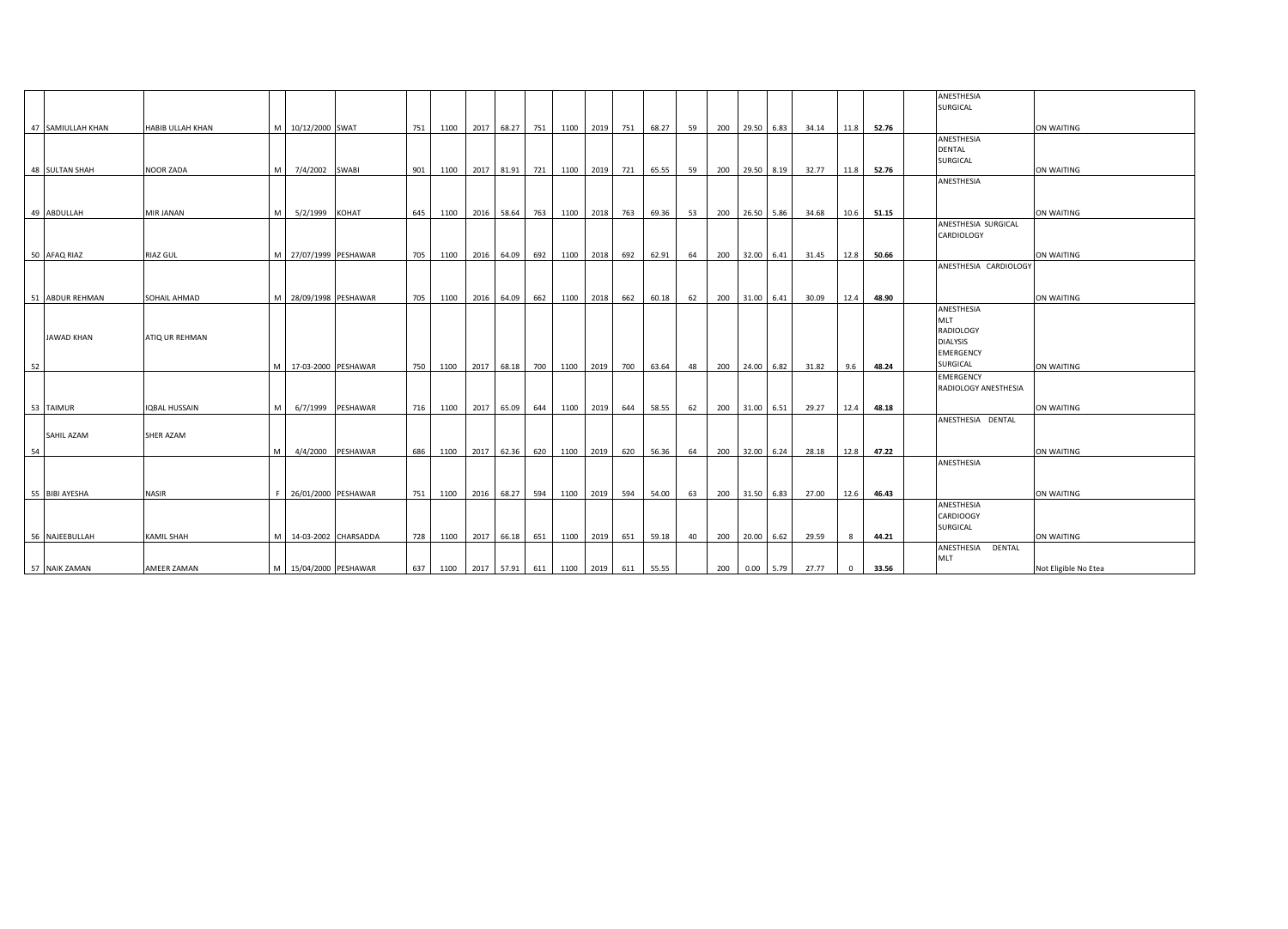| | | | | | | | | | | | | | | | | | | | | | | | | | |
|---|---|---|---|---|---|---|---|---|---|---|---|---|---|---|---|---|---|---|---|---|---|---|---|---|---|
| 47 | SAMIULLAH KHAN | HABIB ULLAH KHAN | M | 10/12/2000 | SWAT | 751 | 1100 | 2017 | 68.27 | 751 | 1100 | 2019 | 751 | 68.27 | 59 | 200 | 29.50 | 6.83 | 34.14 | 11.8 | 52.76 | | ANESTHESIA SURGICAL | ON WAITING |
| 48 | SULTAN SHAH | NOOR ZADA | M | 7/4/2002 | SWABI | 901 | 1100 | 2017 | 81.91 | 721 | 1100 | 2019 | 721 | 65.55 | 59 | 200 | 29.50 | 8.19 | 32.77 | 11.8 | 52.76 | | ANESTHESIA DENTAL SURGICAL | ON WAITING |
| 49 | ABDULLAH | MIR JANAN | M | 5/2/1999 | KOHAT | 645 | 1100 | 2016 | 58.64 | 763 | 1100 | 2018 | 763 | 69.36 | 53 | 200 | 26.50 | 5.86 | 34.68 | 10.6 | 51.15 | | ANESTHESIA | ON WAITING |
| 50 | AFAQ RIAZ | RIAZ GUL | M | 27/07/1999 | PESHAWAR | 705 | 1100 | 2016 | 64.09 | 692 | 1100 | 2018 | 692 | 62.91 | 64 | 200 | 32.00 | 6.41 | 31.45 | 12.8 | 50.66 | | ANESTHESIA SURGICAL CARDIOLOGY | ON WAITING |
| 51 | ABDUR REHMAN | SOHAIL AHMAD | M | 28/09/1998 | PESHAWAR | 705 | 1100 | 2016 | 64.09 | 662 | 1100 | 2018 | 662 | 60.18 | 62 | 200 | 31.00 | 6.41 | 30.09 | 12.4 | 48.90 | | ANESTHESIA CARDIOLOGY | ON WAITING |
| 52 | JAWAD KHAN | ATIQ UR REHMAN | M | 17-03-2000 | PESHAWAR | 750 | 1100 | 2017 | 68.18 | 700 | 1100 | 2019 | 700 | 63.64 | 48 | 200 | 24.00 | 6.82 | 31.82 | 9.6 | 48.24 | | ANESTHESIA MLT RADIOLOGY DIALYSIS EMERGENCY SURGICAL | ON WAITING |
| 53 | TAIMUR | IQBAL HUSSAIN | M | 6/7/1999 | PESHAWAR | 716 | 1100 | 2017 | 65.09 | 644 | 1100 | 2019 | 644 | 58.55 | 62 | 200 | 31.00 | 6.51 | 29.27 | 12.4 | 48.18 | | EMERGENCY RADIOLOGY ANESTHESIA | ON WAITING |
| 54 | SAHIL AZAM | SHER AZAM | M | 4/4/2000 | PESHAWAR | 686 | 1100 | 2017 | 62.36 | 620 | 1100 | 2019 | 620 | 56.36 | 64 | 200 | 32.00 | 6.24 | 28.18 | 12.8 | 47.22 | | ANESTHESIA DENTAL | ON WAITING |
| 55 | BIBI AYESHA | NASIR | F | 26/01/2000 | PESHAWAR | 751 | 1100 | 2016 | 68.27 | 594 | 1100 | 2019 | 594 | 54.00 | 63 | 200 | 31.50 | 6.83 | 27.00 | 12.6 | 46.43 | | ANESTHESIA | ON WAITING |
| 56 | NAJEEBULLAH | KAMIL SHAH | M | 14-03-2002 | CHARSADDA | 728 | 1100 | 2017 | 66.18 | 651 | 1100 | 2019 | 651 | 59.18 | 40 | 200 | 20.00 | 6.62 | 29.59 | 8 | 44.21 | | ANESTHESIA CARDIOOGY SURGICAL | ON WAITING |
| 57 | NAIK ZAMAN | AMEER ZAMAN | M | 15/04/2000 | PESHAWAR | 637 | 1100 | 2017 | 57.91 | 611 | 1100 | 2019 | 611 | 55.55 | | 200 | 0.00 | 5.79 | 27.77 | 0 | 33.56 | | ANESTHESIA DENTAL MLT | Not Eligible No Etea |